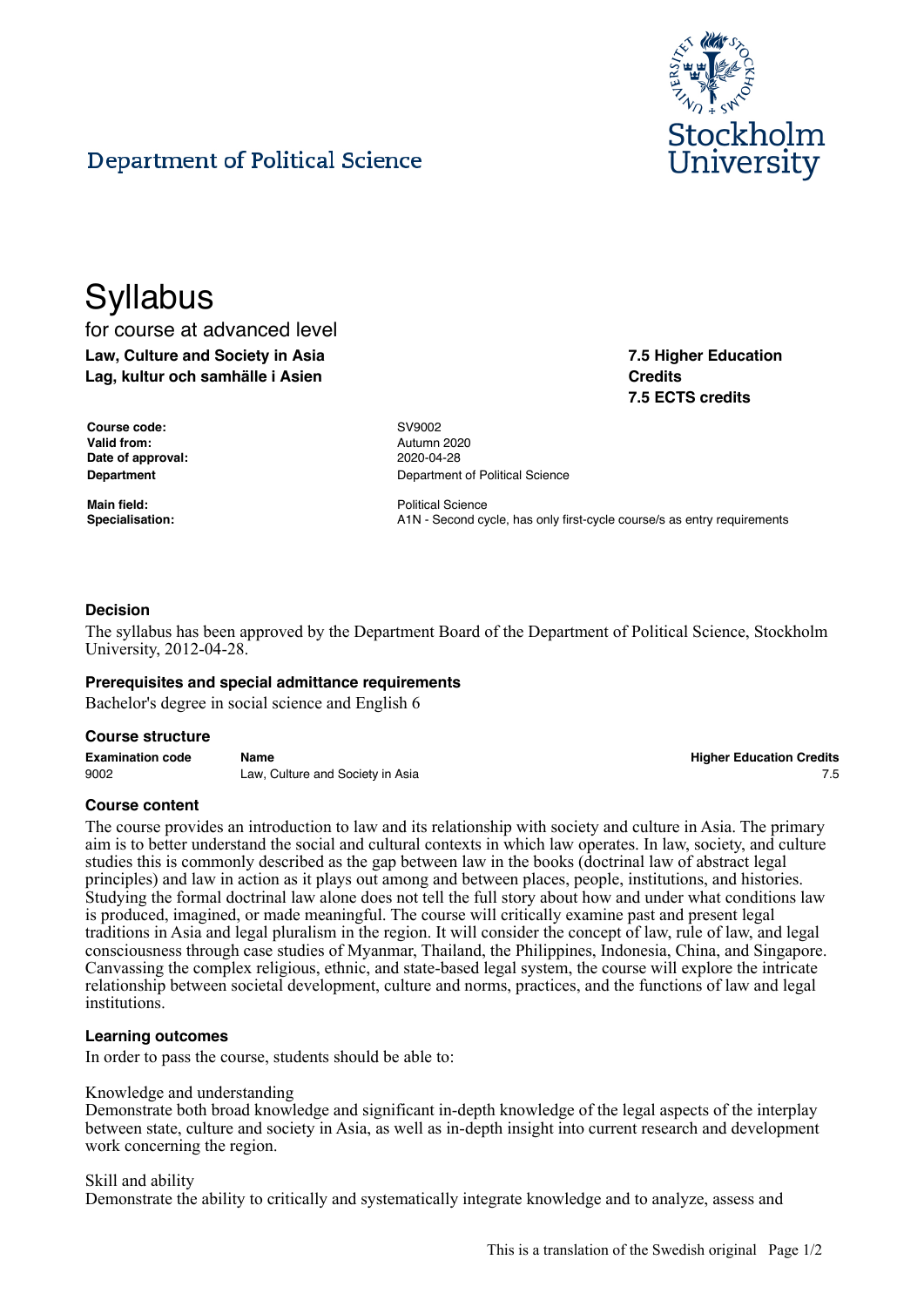Department of Political Science

Stockholm University

# Syllabus

for course at advanced level

**Law, Culture and Society in Asia**
**Lag, kultur och samhälle i Asien**

**7.5 Higher Education Credits**
**7.5 ECTS credits**

| | |
|---|---|
| **Course code:** | SV9002 |
| **Valid from:** | Autumn 2020 |
| **Date of approval:** | 2020-04-28 |
| **Department** | Department of Political Science |
| **Main field:** | Political Science |
| **Specialisation:** | A1N - Second cycle, has only first-cycle course/s as entry requirements |

## Decision

The syllabus has been approved by the Department Board of the Department of Political Science, Stockholm University, 2012-04-28.

## Prerequisites and special admittance requirements

Bachelor's degree in social science and English 6

## Course structure

| Examination code | Name | Higher Education Credits |
|---|---|---|
| 9002 | Law, Culture and Society in Asia | 7.5 |

## Course content

The course provides an introduction to law and its relationship with society and culture in Asia. The primary aim is to better understand the social and cultural contexts in which law operates. In law, society, and culture studies this is commonly described as the gap between law in the books (doctrinal law of abstract legal principles) and law in action as it plays out among and between places, people, institutions, and histories. Studying the formal doctrinal law alone does not tell the full story about how and under what conditions law is produced, imagined, or made meaningful. The course will critically examine past and present legal traditions in Asia and legal pluralism in the region. It will consider the concept of law, rule of law, and legal consciousness through case studies of Myanmar, Thailand, the Philippines, Indonesia, China, and Singapore. Canvassing the complex religious, ethnic, and state-based legal system, the course will explore the intricate relationship between societal development, culture and norms, practices, and the functions of law and legal institutions.

## Learning outcomes

In order to pass the course, students should be able to:

Knowledge and understanding
Demonstrate both broad knowledge and significant in-depth knowledge of the legal aspects of the interplay between state, culture and society in Asia, as well as in-depth insight into current research and development work concerning the region.

Skill and ability
Demonstrate the ability to critically and systematically integrate knowledge and to analyze, assess and

This is a translation of the Swedish original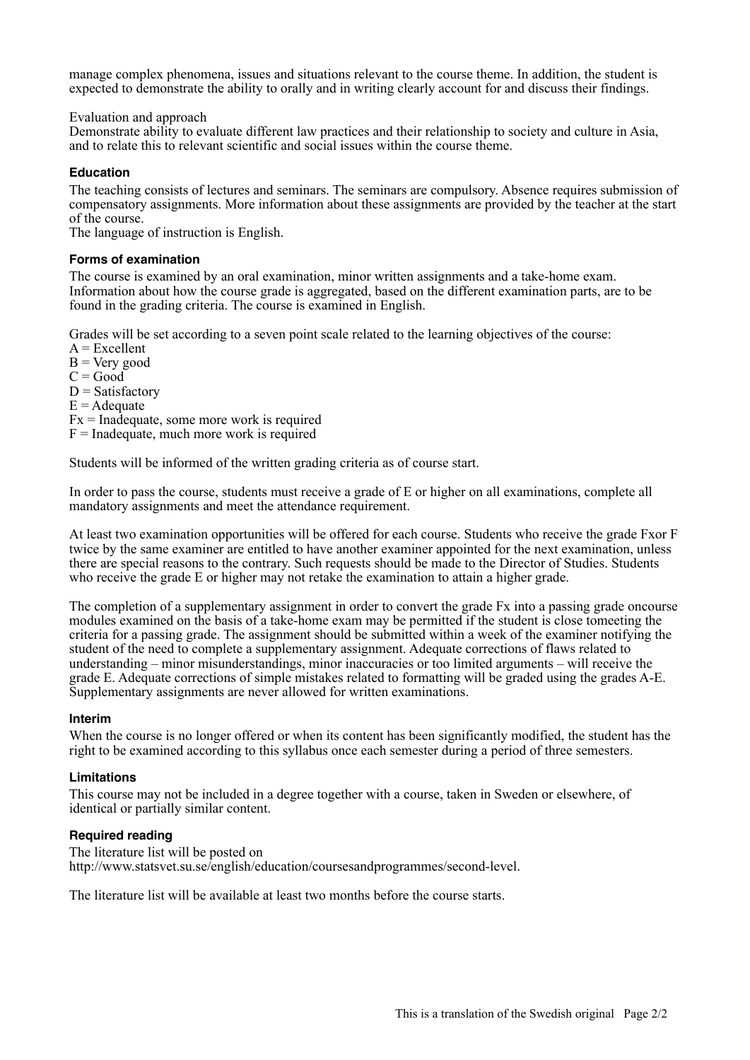manage complex phenomena, issues and situations relevant to the course theme. In addition, the student is expected to demonstrate the ability to orally and in writing clearly account for and discuss their findings.

Evaluation and approach
Demonstrate ability to evaluate different law practices and their relationship to society and culture in Asia, and to relate this to relevant scientific and social issues within the course theme.

### Education

The teaching consists of lectures and seminars. The seminars are compulsory. Absence requires submission of compensatory assignments. More information about these assignments are provided by the teacher at the start of the course.
The language of instruction is English.

### Forms of examination

The course is examined by an oral examination, minor written assignments and a take-home exam. Information about how the course grade is aggregated, based on the different examination parts, are to be found in the grading criteria. The course is examined in English.

Grades will be set according to a seven point scale related to the learning objectives of the course:
A = Excellent
B = Very good
C = Good
D = Satisfactory
E = Adequate
Fx = Inadequate, some more work is required
F = Inadequate, much more work is required

Students will be informed of the written grading criteria as of course start.

In order to pass the course, students must receive a grade of E or higher on all examinations, complete all mandatory assignments and meet the attendance requirement.

At least two examination opportunities will be offered for each course. Students who receive the grade Fxor F twice by the same examiner are entitled to have another examiner appointed for the next examination, unless there are special reasons to the contrary. Such requests should be made to the Director of Studies. Students who receive the grade E or higher may not retake the examination to attain a higher grade.

The completion of a supplementary assignment in order to convert the grade Fx into a passing grade oncourse modules examined on the basis of a take-home exam may be permitted if the student is close tomeeting the criteria for a passing grade. The assignment should be submitted within a week of the examiner notifying the student of the need to complete a supplementary assignment. Adequate corrections of flaws related to understanding – minor misunderstandings, minor inaccuracies or too limited arguments – will receive the grade E. Adequate corrections of simple mistakes related to formatting will be graded using the grades A-E. Supplementary assignments are never allowed for written examinations.

### Interim

When the course is no longer offered or when its content has been significantly modified, the student has the right to be examined according to this syllabus once each semester during a period of three semesters.

### Limitations

This course may not be included in a degree together with a course, taken in Sweden or elsewhere, of identical or partially similar content.

### Required reading

The literature list will be posted on
http://www.statsvet.su.se/english/education/coursesandprogrammes/second-level.

The literature list will be available at least two months before the course starts.

This is a translation of the Swedish original